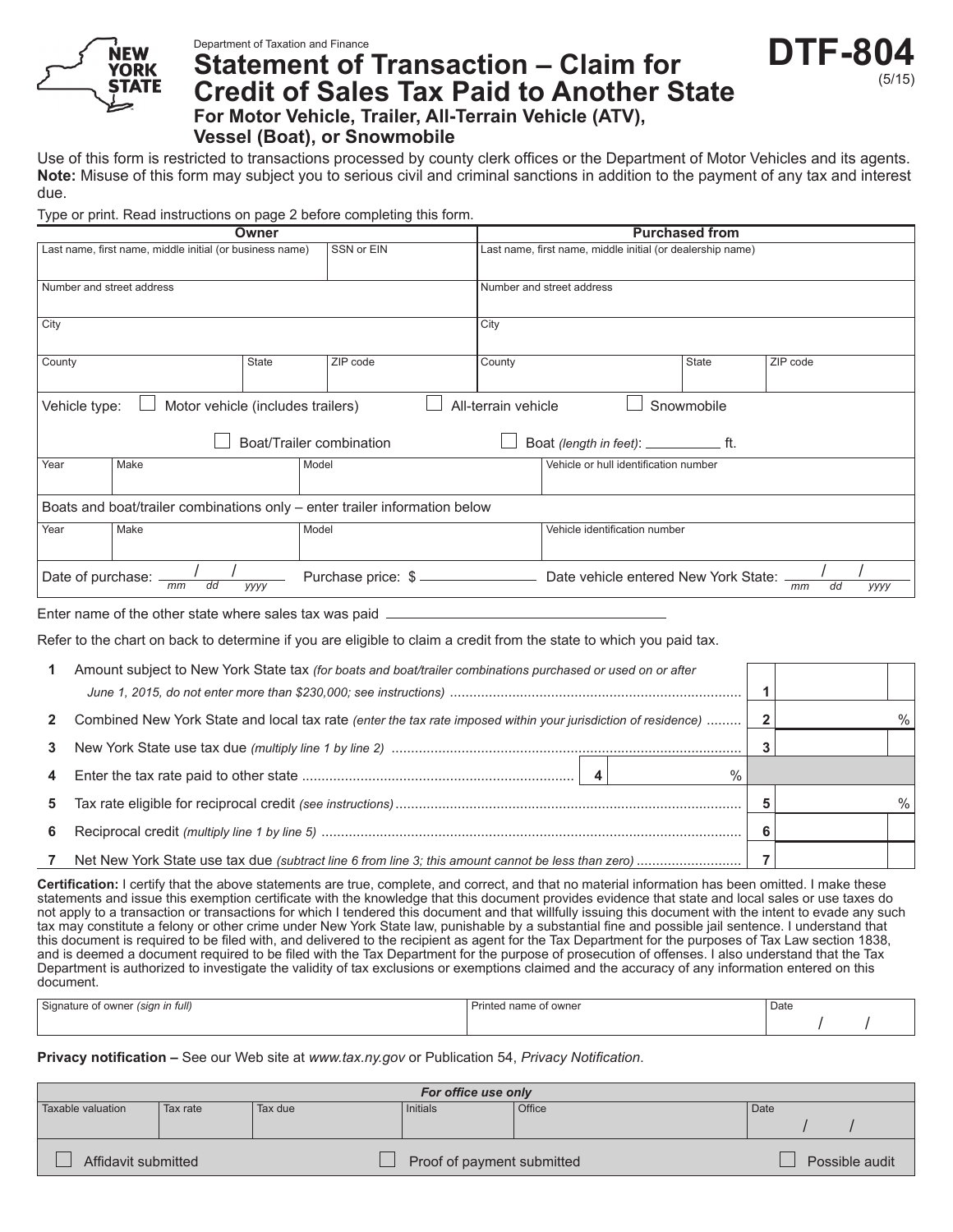Department of Taxation and Finance

# Statement of Transaction – Claim for Credit of Sales Tax Paid to Another State

## For Motor Vehicle, Trailer, All-Terrain Vehicle (ATV), Vessel (Boat), or Snowmobile

**DTF-804** (5/15)

Use of this form is restricted to transactions processed by county clerk offices or the Department of Motor Vehicles and its agents. **Note:** Misuse of this form may subject you to serious civil and criminal sanctions in addition to the payment of any tax and interest due.

Type or print. Read instructions on page 2 before completing this form.

| **Owner** | | | **Purchased from** | | |
|---|---|---|---|---|---|
| Last name, first name, middle initial (or business name) | | SSN or EIN | Last name, first name, middle initial (or dealership name) | | |
| Number and street address | | | Number and street address | | |
| City | | | City | | |
| County | State | ZIP code | County | State | ZIP code |

Vehicle type: ☐ Motor vehicle (includes trailers) ☐ All-terrain vehicle ☐ Snowmobile

☐ Boat/Trailer combination ☐ Boat *(length in feet)*: __________ ft.

| Year | Make | Model | Vehicle or hull identification number |
|---|---|---|---|
| | | | |

Boats and boat/trailer combinations only – enter trailer information below

| Year | Make | Model | Vehicle identification number |
|---|---|---|---|
| | | | |

Date of purchase: ___/___/_____ (mm dd yyyy) Purchase price: $ __________ Date vehicle entered New York State: ___/___/_____ (mm dd yyyy)

Enter name of the other state where sales tax was paid ______________________________

Refer to the chart on back to determine if you are eligible to claim a credit from the state to which you paid tax.

| | | | |
|---|---|---|---|
| **1** | Amount subject to New York State tax *(for boats and boat/trailer combinations purchased or used on or after June 1, 2015, do not enter more than $230,000; see instructions)* | 1 | |
| **2** | Combined New York State and local tax rate *(enter the tax rate imposed within your jurisdiction of residence)* | 2 | % |
| **3** | New York State use tax due *(multiply line 1 by line 2)* | 3 | |
| **4** | Enter the tax rate paid to other state | 4 | % |
| **5** | Tax rate eligible for reciprocal credit *(see instructions)* | 5 | % |
| **6** | Reciprocal credit *(multiply line 1 by line 5)* | 6 | |
| **7** | Net New York State use tax due *(subtract line 6 from line 3; this amount cannot be less than zero)* | 7 | |

**Certification:** I certify that the above statements are true, complete, and correct, and that no material information has been omitted. I make these statements and issue this exemption certificate with the knowledge that this document provides evidence that state and local sales or use taxes do not apply to a transaction or transactions for which I tendered this document and that willfully issuing this document with the intent to evade any such tax may constitute a felony or other crime under New York State law, punishable by a substantial fine and possible jail sentence. I understand that this document is required to be filed with, and delivered to the recipient as agent for the Tax Department for the purposes of Tax Law section 1838, and is deemed a document required to be filed with the Tax Department for the purpose of prosecution of offenses. I also understand that the Tax Department is authorized to investigate the validity of tax exclusions or exemptions claimed and the accuracy of any information entered on this document.

| Signature of owner *(sign in full)* | Printed name of owner | Date |
|---|---|---|
| | | / / |

**Privacy notification –** See our Web site at *www.tax.ny.gov* or Publication 54, *Privacy Notification*.

| *For office use only* | | | | | |
|---|---|---|---|---|---|
| Taxable valuation | Tax rate | Tax due | Initials | Office | Date / / |
| ☐ Affidavit submitted | | ☐ Proof of payment submitted | | | ☐ Possible audit |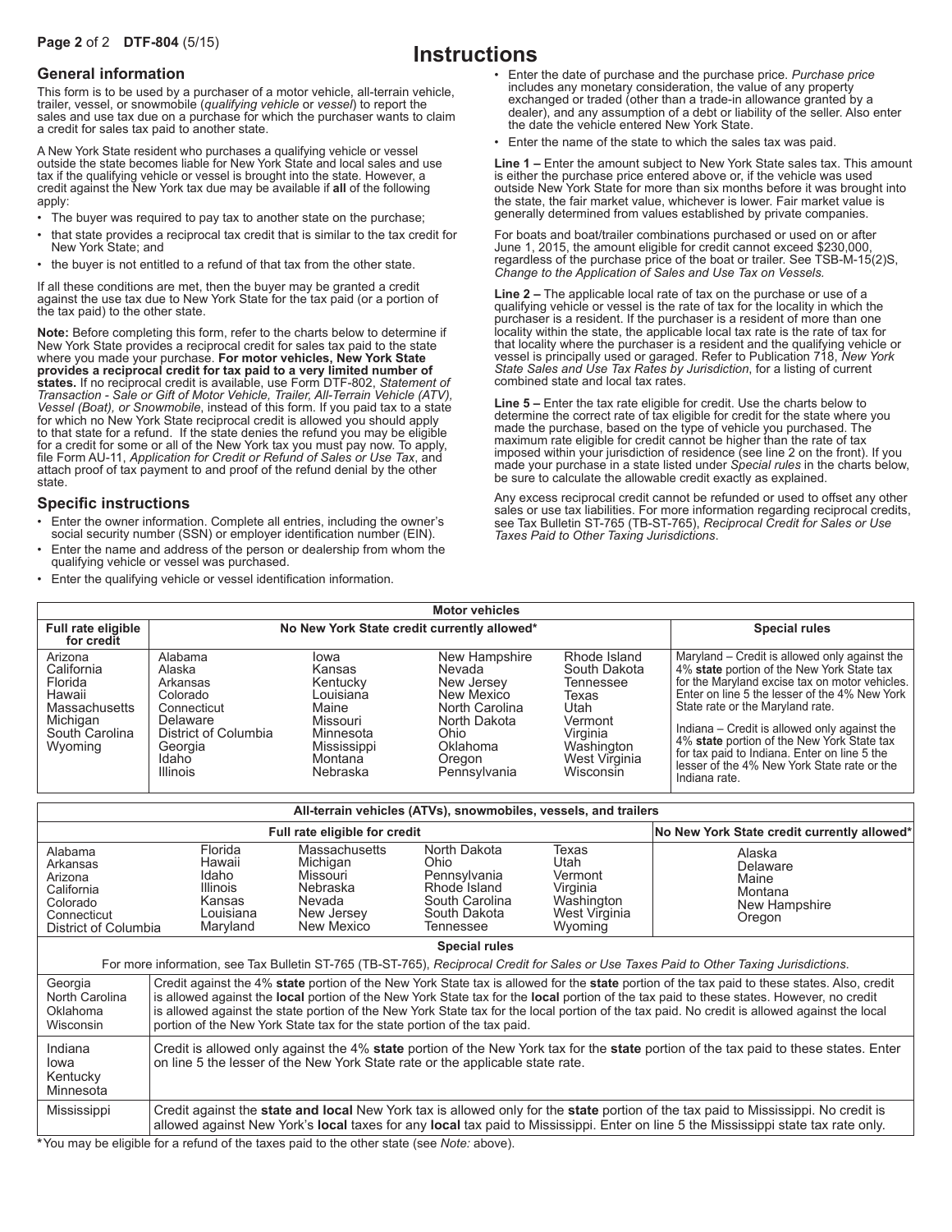# Instructions

## General information

This form is to be used by a purchaser of a motor vehicle, all-terrain vehicle, trailer, vessel, or snowmobile (*qualifying vehicle* or *vessel*) to report the sales and use tax due on a purchase for which the purchaser wants to claim a credit for sales tax paid to another state.

A New York State resident who purchases a qualifying vehicle or vessel outside the state becomes liable for New York State and local sales and use tax if the qualifying vehicle or vessel is brought into the state. However, a credit against the New York tax due may be available if **all** of the following apply:

- The buyer was required to pay tax to another state on the purchase;
- that state provides a reciprocal tax credit that is similar to the tax credit for New York State; and
- the buyer is not entitled to a refund of that tax from the other state.

If all these conditions are met, then the buyer may be granted a credit against the use tax due to New York State for the tax paid (or a portion of the tax paid) to the other state.

**Note:** Before completing this form, refer to the charts below to determine if New York State provides a reciprocal credit for sales tax paid to the state where you made your purchase. **For motor vehicles, New York State provides a reciprocal credit for tax paid to a very limited number of states.** If no reciprocal credit is available, use Form DTF-802, *Statement of Transaction - Sale or Gift of Motor Vehicle, Trailer, All-Terrain Vehicle (ATV), Vessel (Boat), or Snowmobile*, instead of this form. If you paid tax to a state for which no New York State reciprocal credit is allowed you should apply to that state for a refund. If the state denies the refund you may be eligible for a credit for some or all of the New York tax you must pay now. To apply, file Form AU-11, *Application for Credit or Refund of Sales or Use Tax*, and attach proof of tax payment to and proof of the refund denial by the other state.

## Specific instructions

- Enter the owner information. Complete all entries, including the owner's social security number (SSN) or employer identification number (EIN).
- Enter the name and address of the person or dealership from whom the qualifying vehicle or vessel was purchased.
- Enter the qualifying vehicle or vessel identification information.
- Enter the date of purchase and the purchase price. *Purchase price* includes any monetary consideration, the value of any property exchanged or traded (other than a trade-in allowance granted by a dealer), and any assumption of a debt or liability of the seller. Also enter the date the vehicle entered New York State.
- Enter the name of the state to which the sales tax was paid.

**Line 1 –** Enter the amount subject to New York State sales tax. This amount is either the purchase price entered above or, if the vehicle was used outside New York State for more than six months before it was brought into the state, the fair market value, whichever is lower. Fair market value is generally determined from values established by private companies.

For boats and boat/trailer combinations purchased or used on or after June 1, 2015, the amount eligible for credit cannot exceed $230,000, regardless of the purchase price of the boat or trailer. See TSB-M-15(2)S, *Change to the Application of Sales and Use Tax on Vessels.*

**Line 2 –** The applicable local rate of tax on the purchase or use of a qualifying vehicle or vessel is the rate of tax for the locality in which the purchaser is a resident. If the purchaser is a resident of more than one locality within the state, the applicable local tax rate is the rate of tax for that locality where the purchaser is a resident and the qualifying vehicle or vessel is principally used or garaged. Refer to Publication 718, *New York State Sales and Use Tax Rates by Jurisdiction*, for a listing of current combined state and local tax rates.

**Line 5 –** Enter the tax rate eligible for credit. Use the charts below to determine the correct rate of tax eligible for credit for the state where you made the purchase, based on the type of vehicle you purchased. The maximum rate eligible for credit cannot be higher than the rate of tax imposed within your jurisdiction of residence (see line 2 on the front). If you made your purchase in a state listed under *Special rules* in the charts below, be sure to calculate the allowable credit exactly as explained.

Any excess reciprocal credit cannot be refunded or used to offset any other sales or use tax liabilities. For more information regarding reciprocal credits, see Tax Bulletin ST-765 (TB-ST-765), *Reciprocal Credit for Sales or Use Taxes Paid to Other Taxing Jurisdictions*.

**Motor vehicles**

| Full rate eligible for credit | No New York State credit currently allowed* | | | | Special rules |
|---|---|---|---|---|---|
| Arizona<br>California<br>Florida<br>Hawaii<br>Massachusetts<br>Michigan<br>South Carolina<br>Wyoming | Alabama<br>Alaska<br>Arkansas<br>Colorado<br>Connecticut<br>Delaware<br>District of Columbia<br>Georgia<br>Idaho<br>Illinois | Iowa<br>Kansas<br>Kentucky<br>Louisiana<br>Maine<br>Missouri<br>Minnesota<br>Mississippi<br>Montana<br>Nebraska | New Hampshire<br>Nevada<br>New Jersey<br>New Mexico<br>North Carolina<br>North Dakota<br>Ohio<br>Oklahoma<br>Oregon<br>Pennsylvania | Rhode Island<br>South Dakota<br>Tennessee<br>Texas<br>Utah<br>Vermont<br>Virginia<br>Washington<br>West Virginia<br>Wisconsin | Maryland – Credit is allowed only against the 4% **state** portion of the New York State tax for the Maryland excise tax on motor vehicles. Enter on line 5 the lesser of the 4% New York State rate or the Maryland rate.<br><br>Indiana – Credit is allowed only against the 4% **state** portion of the New York State tax for tax paid to Indiana. Enter on line 5 the lesser of the 4% New York State rate or the Indiana rate. |

**All-terrain vehicles (ATVs), snowmobiles, vessels, and trailers**

| Full rate eligible for credit | | | | | No New York State credit currently allowed* |
|---|---|---|---|---|---|
| Alabama<br>Arkansas<br>Arizona<br>California<br>Colorado<br>Connecticut<br>District of Columbia | Florida<br>Hawaii<br>Idaho<br>Illinois<br>Kansas<br>Louisiana<br>Maryland | Massachusetts<br>Michigan<br>Missouri<br>Nebraska<br>Nevada<br>New Jersey<br>New Mexico | North Dakota<br>Ohio<br>Pennsylvania<br>Rhode Island<br>South Carolina<br>South Dakota<br>Tennessee | Texas<br>Utah<br>Vermont<br>Virginia<br>Washington<br>West Virginia<br>Wyoming | Alaska<br>Delaware<br>Maine<br>Montana<br>New Hampshire<br>Oregon |

**Special rules**

For more information, see Tax Bulletin ST-765 (TB-ST-765), *Reciprocal Credit for Sales or Use Taxes Paid to Other Taxing Jurisdictions*.

| | |
|---|---|
| Georgia<br>North Carolina<br>Oklahoma<br>Wisconsin | Credit against the 4% **state** portion of the New York State tax is allowed for the **state** portion of the tax paid to these states. Also, credit is allowed against the **local** portion of the New York State tax for the **local** portion of the tax paid to these states. However, no credit is allowed against the state portion of the New York State tax for the local portion of the tax paid. No credit is allowed against the local portion of the New York State tax for the state portion of the tax paid. |
| Indiana<br>Iowa<br>Kentucky<br>Minnesota | Credit is allowed only against the 4% **state** portion of the New York tax for the **state** portion of the tax paid to these states. Enter on line 5 the lesser of the New York State rate or the applicable state rate. |
| Mississippi | Credit against the **state and local** New York tax is allowed only for the **state** portion of the tax paid to Mississippi. No credit is allowed against New York's **local** taxes for any **local** tax paid to Mississippi. Enter on line 5 the Mississippi state tax rate only. |

**\***You may be eligible for a refund of the taxes paid to the other state (see *Note:* above).